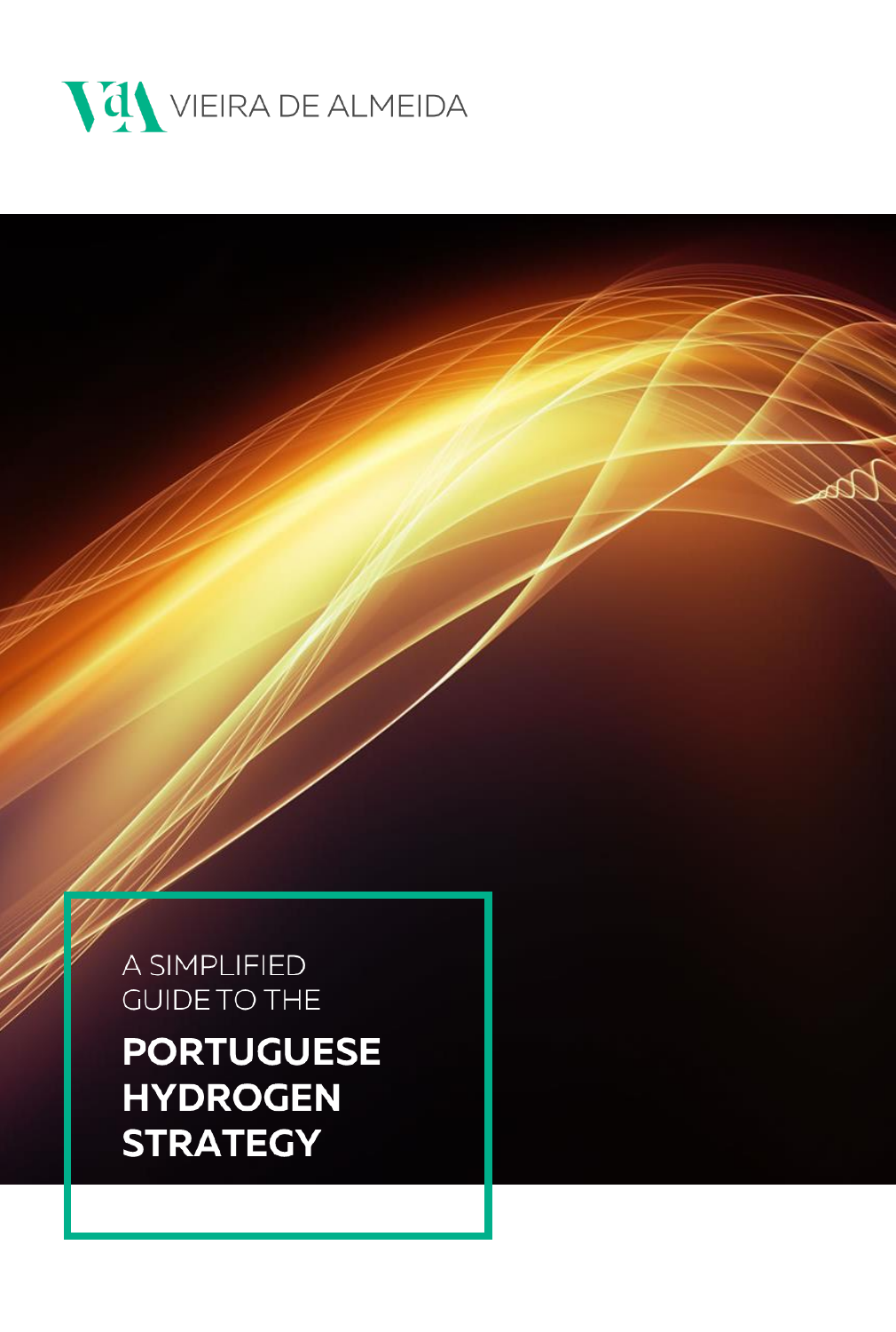VIEIRA DE ALMEIDA

A SIMPLIFIED GUIDE TO THE

# PORTUGUESE HYDROGEN STRATEGY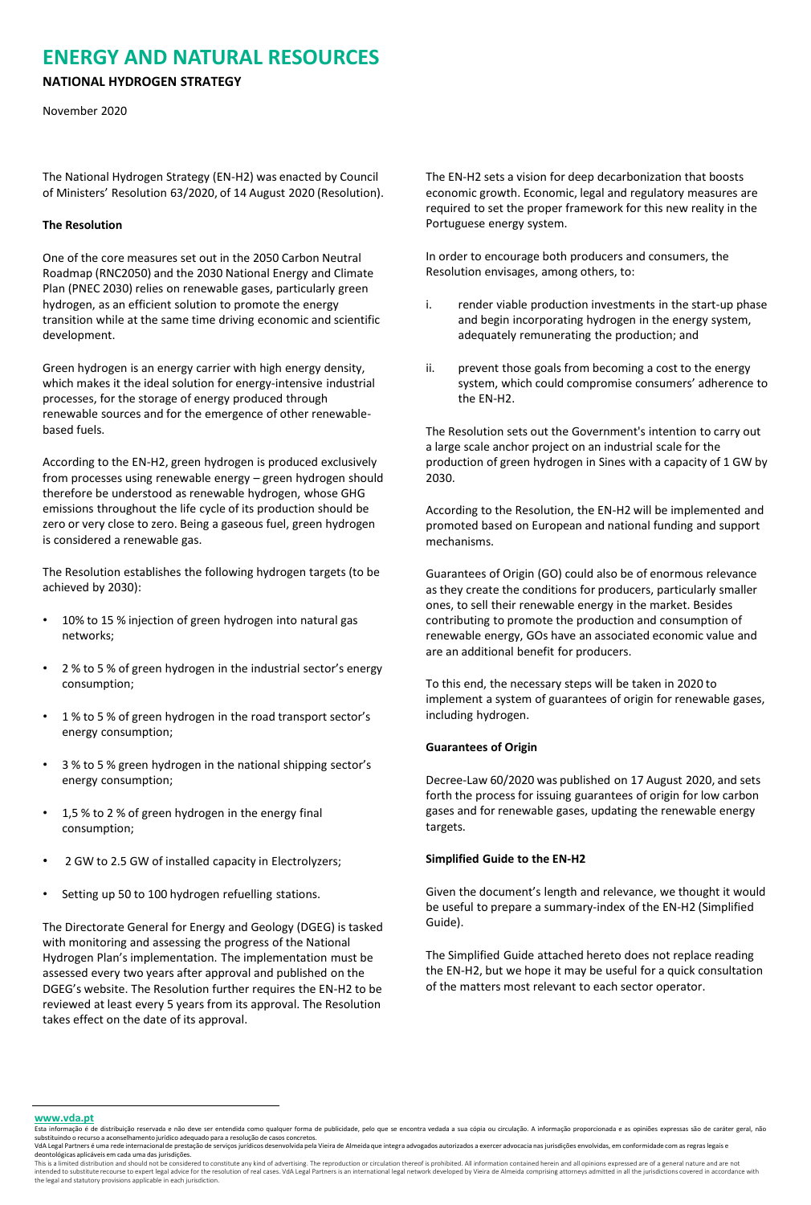# ENERGY AND NATURAL RESOURCES

**NATIONAL HYDROGEN STRATEGY**

November 2020

The National Hydrogen Strategy (EN-H2) was enacted by Council of Ministers' Resolution 63/2020, of 14 August 2020 (Resolution).

**The Resolution**

One of the core measures set out in the 2050 Carbon Neutral Roadmap (RNC2050) and the 2030 National Energy and Climate Plan (PNEC 2030) relies on renewable gases, particularly green hydrogen, as an efficient solution to promote the energy transition while at the same time driving economic and scientific development.

Green hydrogen is an energy carrier with high energy density, which makes it the ideal solution for energy-intensive industrial processes, for the storage of energy produced through renewable sources and for the emergence of other renewable-based fuels.

According to the EN-H2, green hydrogen is produced exclusively from processes using renewable energy – green hydrogen should therefore be understood as renewable hydrogen, whose GHG emissions throughout the life cycle of its production should be zero or very close to zero. Being a gaseous fuel, green hydrogen is considered a renewable gas.

The Resolution establishes the following hydrogen targets (to be achieved by 2030):

- 10% to 15 % injection of green hydrogen into natural gas networks;
- 2 % to 5 % of green hydrogen in the industrial sector's energy consumption;
- 1 % to 5 % of green hydrogen in the road transport sector's energy consumption;
- 3 % to 5 % green hydrogen in the national shipping sector's energy consumption;
- 1,5 % to 2 % of green hydrogen in the energy final consumption;
- 2 GW to 2.5 GW of installed capacity in Electrolyzers;
- Setting up 50 to 100 hydrogen refuelling stations.

The Directorate General for Energy and Geology (DGEG) is tasked with monitoring and assessing the progress of the National Hydrogen Plan's implementation. The implementation must be assessed every two years after approval and published on the DGEG's website. The Resolution further requires the EN-H2 to be reviewed at least every 5 years from its approval. The Resolution takes effect on the date of its approval.

The EN-H2 sets a vision for deep decarbonization that boosts economic growth. Economic, legal and regulatory measures are required to set the proper framework for this new reality in the Portuguese energy system.

In order to encourage both producers and consumers, the Resolution envisages, among others, to:

i. render viable production investments in the start-up phase and begin incorporating hydrogen in the energy system, adequately remunerating the production; and

ii. prevent those goals from becoming a cost to the energy system, which could compromise consumers' adherence to the EN-H2.

The Resolution sets out the Government's intention to carry out a large scale anchor project on an industrial scale for the production of green hydrogen in Sines with a capacity of 1 GW by 2030.

According to the Resolution, the EN-H2 will be implemented and promoted based on European and national funding and support mechanisms.

Guarantees of Origin (GO) could also be of enormous relevance as they create the conditions for producers, particularly smaller ones, to sell their renewable energy in the market. Besides contributing to promote the production and consumption of renewable energy, GOs have an associated economic value and are an additional benefit for producers.

To this end, the necessary steps will be taken in 2020 to implement a system of guarantees of origin for renewable gases, including hydrogen.

**Guarantees of Origin**

Decree-Law 60/2020 was published on 17 August 2020, and sets forth the process for issuing guarantees of origin for low carbon gases and for renewable gases, updating the renewable energy targets.

**Simplified Guide to the EN-H2**

Given the document's length and relevance, we thought it would be useful to prepare a summary-index of the EN-H2 (Simplified Guide).

The Simplified Guide attached hereto does not replace reading the EN-H2, but we hope it may be useful for a quick consultation of the matters most relevant to each sector operator.

**www.vda.pt**

Esta informação é de distribuição reservada e não deve ser entendida como qualquer forma de publicidade, pelo que se encontra vedada a sua cópia ou circulação. A informação proporcionada e as opiniões expressas são de caráter geral, não substituindo o recurso a aconselhamento jurídico adequado para a resolução de casos concretos.
VdA Legal Partners é uma rede internacional de prestação de serviços jurídicos desenvolvida pela Vieira de Almeida que integra advogados autorizados a exercer advocacia nas jurisdições envolvidas, em conformidade com as regras legais e deontológicas aplicáveis em cada uma das jurisdições.
This is a limited distribution and should not be considered to constitute any kind of advertising. The reproduction or circulation thereof is prohibited. All information contained herein and all opinions expressed are of a general nature and are not intended to substitute recourse to expert legal advice for the resolution of real cases. VdA Legal Partners is an international legal network developed by Vieira de Almeida comprising attorneys admitted in all the jurisdictions covered in accordance with the legal and statutory provisions applicable in each jurisdiction.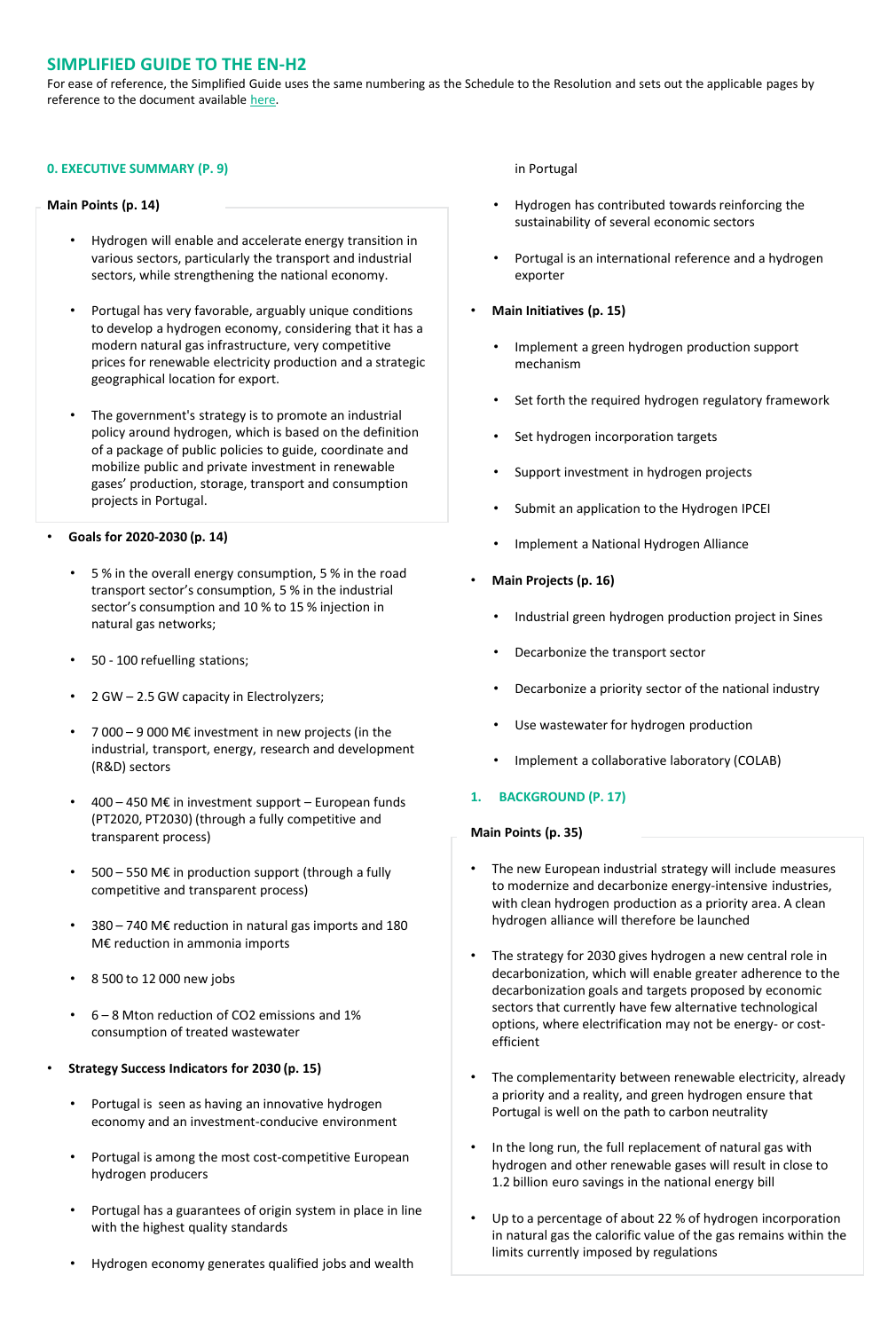## SIMPLIFIED GUIDE TO THE EN-H2

For ease of reference, the Simplified Guide uses the same numbering as the Schedule to the Resolution and sets out the applicable pages by reference to the document available here.

### 0. EXECUTIVE SUMMARY (P. 9)

**Main Points (p. 14)**

- Hydrogen will enable and accelerate energy transition in various sectors, particularly the transport and industrial sectors, while strengthening the national economy.
- Portugal has very favorable, arguably unique conditions to develop a hydrogen economy, considering that it has a modern natural gas infrastructure, very competitive prices for renewable electricity production and a strategic geographical location for export.
- The government's strategy is to promote an industrial policy around hydrogen, which is based on the definition of a package of public policies to guide, coordinate and mobilize public and private investment in renewable gases' production, storage, transport and consumption projects in Portugal.

- **Goals for 2020-2030 (p. 14)**
  - 5 % in the overall energy consumption, 5 % in the road transport sector's consumption, 5 % in the industrial sector's consumption and 10 % to 15 % injection in natural gas networks;
  - 50 - 100 refuelling stations;
  - 2 GW – 2.5 GW capacity in Electrolyzers;
  - 7 000 – 9 000 M€ investment in new projects (in the industrial, transport, energy, research and development (R&D) sectors
  - 400 – 450 M€ in investment support – European funds (PT2020, PT2030) (through a fully competitive and transparent process)
  - 500 – 550 M€ in production support (through a fully competitive and transparent process)
  - 380 – 740 M€ reduction in natural gas imports and 180 M€ reduction in ammonia imports
  - 8 500 to 12 000 new jobs
  - 6 – 8 Mton reduction of $CO_2$ emissions and 1% consumption of treated wastewater

- **Strategy Success Indicators for 2030 (p. 15)**
  - Portugal is seen as having an innovative hydrogen economy and an investment-conducive environment
  - Portugal is among the most cost-competitive European hydrogen producers
  - Portugal has a guarantees of origin system in place in line with the highest quality standards
  - Hydrogen economy generates qualified jobs and wealth in Portugal
  - Hydrogen has contributed towards reinforcing the sustainability of several economic sectors
  - Portugal is an international reference and a hydrogen exporter

- **Main Initiatives (p. 15)**
  - Implement a green hydrogen production support mechanism
  - Set forth the required hydrogen regulatory framework
  - Set hydrogen incorporation targets
  - Support investment in hydrogen projects
  - Submit an application to the Hydrogen IPCEI
  - Implement a National Hydrogen Alliance

- **Main Projects (p. 16)**
  - Industrial green hydrogen production project in Sines
  - Decarbonize the transport sector
  - Decarbonize a priority sector of the national industry
  - Use wastewater for hydrogen production
  - Implement a collaborative laboratory (COLAB)

### 1. BACKGROUND (P. 17)

**Main Points (p. 35)**

- The new European industrial strategy will include measures to modernize and decarbonize energy-intensive industries, with clean hydrogen production as a priority area. A clean hydrogen alliance will therefore be launched
- The strategy for 2030 gives hydrogen a new central role in decarbonization, which will enable greater adherence to the decarbonization goals and targets proposed by economic sectors that currently have few alternative technological options, where electrification may not be energy- or cost-efficient
- The complementarity between renewable electricity, already a priority and a reality, and green hydrogen ensure that Portugal is well on the path to carbon neutrality
- In the long run, the full replacement of natural gas with hydrogen and other renewable gases will result in close to 1.2 billion euro savings in the national energy bill
- Up to a percentage of about 22 % of hydrogen incorporation in natural gas the calorific value of the gas remains within the limits currently imposed by regulations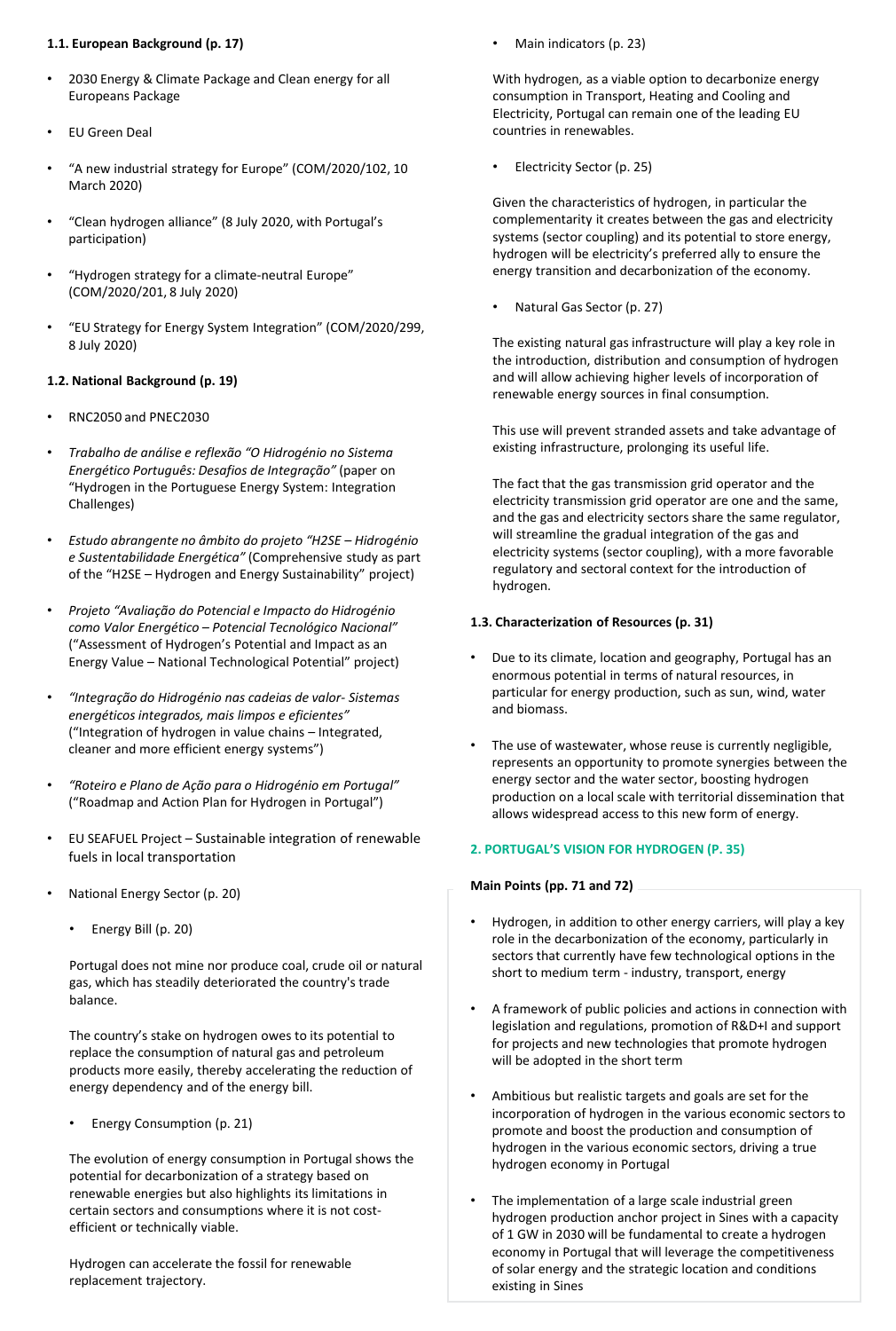**1.1. European Background (p. 17)**

- 2030 Energy & Climate Package and Clean energy for all Europeans Package
- EU Green Deal
- "A new industrial strategy for Europe" (COM/2020/102, 10 March 2020)
- "Clean hydrogen alliance" (8 July 2020, with Portugal's participation)
- "Hydrogen strategy for a climate-neutral Europe" (COM/2020/201, 8 July 2020)
- "EU Strategy for Energy System Integration" (COM/2020/299, 8 July 2020)

**1.2. National Background (p. 19)**

- RNC2050 and PNEC2030
- *Trabalho de análise e reflexão "O Hidrogénio no Sistema Energético Português: Desafios de Integração"* (paper on "Hydrogen in the Portuguese Energy System: Integration Challenges)
- *Estudo abrangente no âmbito do projeto "H2SE – Hidrogénio e Sustentabilidade Energética"* (Comprehensive study as part of the "H2SE – Hydrogen and Energy Sustainability" project)
- *Projeto "Avaliação do Potencial e Impacto do Hidrogénio como Valor Energético – Potencial Tecnológico Nacional"* ("Assessment of Hydrogen's Potential and Impact as an Energy Value – National Technological Potential" project)
- *"Integração do Hidrogénio nas cadeias de valor- Sistemas energéticos integrados, mais limpos e eficientes"* ("Integration of hydrogen in value chains – Integrated, cleaner and more efficient energy systems")
- *"Roteiro e Plano de Ação para o Hidrogénio em Portugal"* ("Roadmap and Action Plan for Hydrogen in Portugal")
- EU SEAFUEL Project – Sustainable integration of renewable fuels in local transportation
- National Energy Sector (p. 20)
  - Energy Bill (p. 20)

  Portugal does not mine nor produce coal, crude oil or natural gas, which has steadily deteriorated the country's trade balance.

  The country's stake on hydrogen owes to its potential to replace the consumption of natural gas and petroleum products more easily, thereby accelerating the reduction of energy dependency and of the energy bill.

  - Energy Consumption (p. 21)

  The evolution of energy consumption in Portugal shows the potential for decarbonization of a strategy based on renewable energies but also highlights its limitations in certain sectors and consumptions where it is not cost-efficient or technically viable.

  Hydrogen can accelerate the fossil for renewable replacement trajectory.

  - Main indicators (p. 23)

  With hydrogen, as a viable option to decarbonize energy consumption in Transport, Heating and Cooling and Electricity, Portugal can remain one of the leading EU countries in renewables.

  - Electricity Sector (p. 25)

  Given the characteristics of hydrogen, in particular the complementarity it creates between the gas and electricity systems (sector coupling) and its potential to store energy, hydrogen will be electricity's preferred ally to ensure the energy transition and decarbonization of the economy.

  - Natural Gas Sector (p. 27)

  The existing natural gas infrastructure will play a key role in the introduction, distribution and consumption of hydrogen and will allow achieving higher levels of incorporation of renewable energy sources in final consumption.

  This use will prevent stranded assets and take advantage of existing infrastructure, prolonging its useful life.

  The fact that the gas transmission grid operator and the electricity transmission grid operator are one and the same, and the gas and electricity sectors share the same regulator, will streamline the gradual integration of the gas and electricity systems (sector coupling), with a more favorable regulatory and sectoral context for the introduction of hydrogen.

**1.3. Characterization of Resources (p. 31)**

- Due to its climate, location and geography, Portugal has an enormous potential in terms of natural resources, in particular for energy production, such as sun, wind, water and biomass.
- The use of wastewater, whose reuse is currently negligible, represents an opportunity to promote synergies between the energy sector and the water sector, boosting hydrogen production on a local scale with territorial dissemination that allows widespread access to this new form of energy.

## 2. PORTUGAL'S VISION FOR HYDROGEN (P. 35)

**Main Points (pp. 71 and 72)**

- Hydrogen, in addition to other energy carriers, will play a key role in the decarbonization of the economy, particularly in sectors that currently have few technological options in the short to medium term - industry, transport, energy
- A framework of public policies and actions in connection with legislation and regulations, promotion of R&D+I and support for projects and new technologies that promote hydrogen will be adopted in the short term
- Ambitious but realistic targets and goals are set for the incorporation of hydrogen in the various economic sectors to promote and boost the production and consumption of hydrogen in the various economic sectors, driving a true hydrogen economy in Portugal
- The implementation of a large scale industrial green hydrogen production anchor project in Sines with a capacity of 1 GW in 2030 will be fundamental to create a hydrogen economy in Portugal that will leverage the competitiveness of solar energy and the strategic location and conditions existing in Sines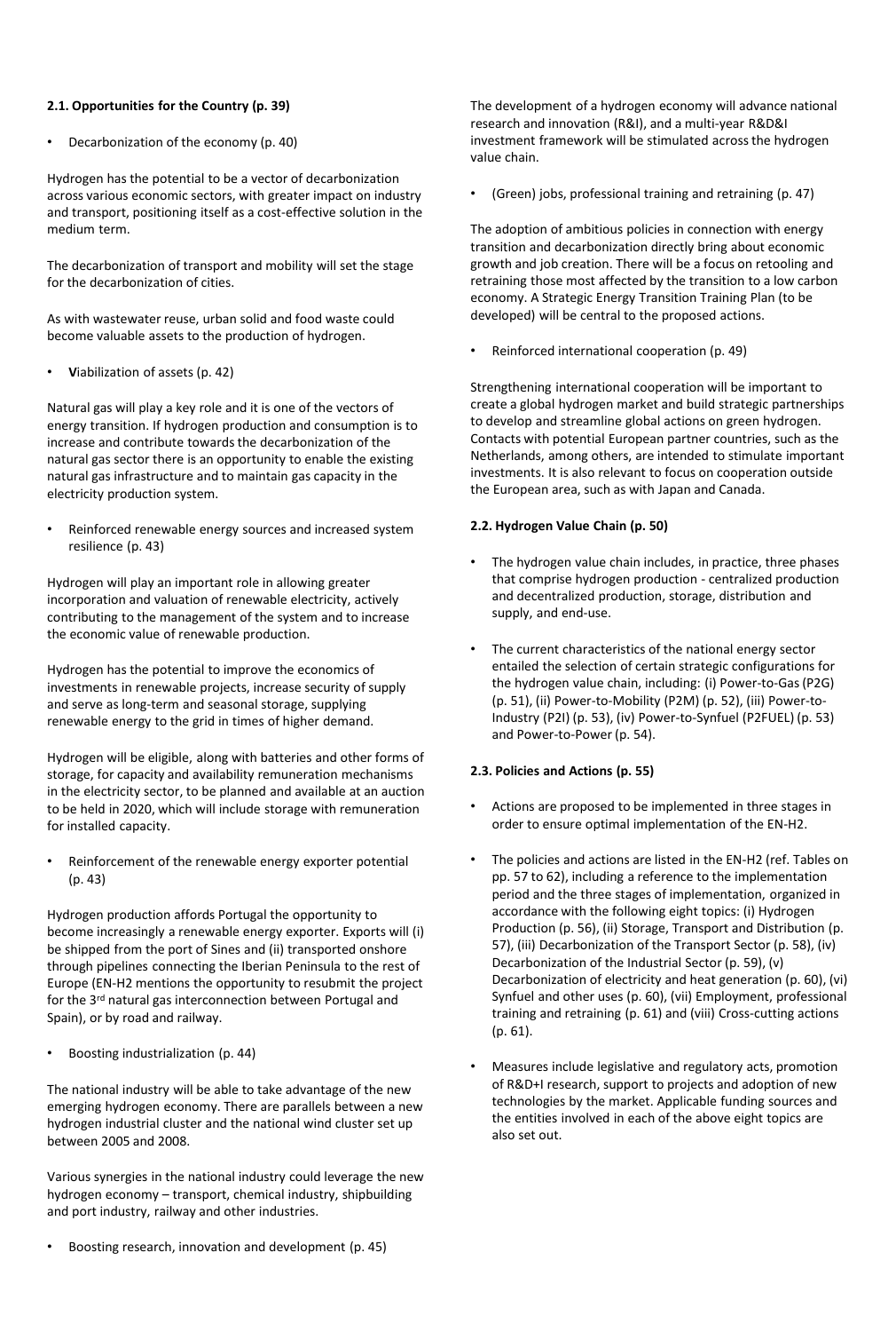**2.1. Opportunities for the Country (p. 39)**

- Decarbonization of the economy (p. 40)

Hydrogen has the potential to be a vector of decarbonization across various economic sectors, with greater impact on industry and transport, positioning itself as a cost-effective solution in the medium term.

The decarbonization of transport and mobility will set the stage for the decarbonization of cities.

As with wastewater reuse, urban solid and food waste could become valuable assets to the production of hydrogen.

- **V**iabilization of assets (p. 42)

Natural gas will play a key role and it is one of the vectors of energy transition. If hydrogen production and consumption is to increase and contribute towards the decarbonization of the natural gas sector there is an opportunity to enable the existing natural gas infrastructure and to maintain gas capacity in the electricity production system.

- Reinforced renewable energy sources and increased system resilience (p. 43)

Hydrogen will play an important role in allowing greater incorporation and valuation of renewable electricity, actively contributing to the management of the system and to increase the economic value of renewable production.

Hydrogen has the potential to improve the economics of investments in renewable projects, increase security of supply and serve as long-term and seasonal storage, supplying renewable energy to the grid in times of higher demand.

Hydrogen will be eligible, along with batteries and other forms of storage, for capacity and availability remuneration mechanisms in the electricity sector, to be planned and available at an auction to be held in 2020, which will include storage with remuneration for installed capacity.

- Reinforcement of the renewable energy exporter potential (p. 43)

Hydrogen production affords Portugal the opportunity to become increasingly a renewable energy exporter. Exports will (i) be shipped from the port of Sines and (ii) transported onshore through pipelines connecting the Iberian Peninsula to the rest of Europe (EN-H2 mentions the opportunity to resubmit the project for the 3rd natural gas interconnection between Portugal and Spain), or by road and railway.

- Boosting industrialization (p. 44)

The national industry will be able to take advantage of the new emerging hydrogen economy. There are parallels between a new hydrogen industrial cluster and the national wind cluster set up between 2005 and 2008.

Various synergies in the national industry could leverage the new hydrogen economy – transport, chemical industry, shipbuilding and port industry, railway and other industries.

- Boosting research, innovation and development (p. 45)

The development of a hydrogen economy will advance national research and innovation (R&I), and a multi-year R&D&I investment framework will be stimulated across the hydrogen value chain.

- (Green) jobs, professional training and retraining (p. 47)

The adoption of ambitious policies in connection with energy transition and decarbonization directly bring about economic growth and job creation. There will be a focus on retooling and retraining those most affected by the transition to a low carbon economy. A Strategic Energy Transition Training Plan (to be developed) will be central to the proposed actions.

- Reinforced international cooperation (p. 49)

Strengthening international cooperation will be important to create a global hydrogen market and build strategic partnerships to develop and streamline global actions on green hydrogen. Contacts with potential European partner countries, such as the Netherlands, among others, are intended to stimulate important investments. It is also relevant to focus on cooperation outside the European area, such as with Japan and Canada.

**2.2. Hydrogen Value Chain (p. 50)**

- The hydrogen value chain includes, in practice, three phases that comprise hydrogen production - centralized production and decentralized production, storage, distribution and supply, and end-use.
- The current characteristics of the national energy sector entailed the selection of certain strategic configurations for the hydrogen value chain, including: (i) Power-to-Gas (P2G) (p. 51), (ii) Power-to-Mobility (P2M) (p. 52), (iii) Power-to-Industry (P2I) (p. 53), (iv) Power-to-Synfuel (P2FUEL) (p. 53) and Power-to-Power (p. 54).

**2.3. Policies and Actions (p. 55)**

- Actions are proposed to be implemented in three stages in order to ensure optimal implementation of the EN-H2.
- The policies and actions are listed in the EN-H2 (ref. Tables on pp. 57 to 62), including a reference to the implementation period and the three stages of implementation, organized in accordance with the following eight topics: (i) Hydrogen Production (p. 56), (ii) Storage, Transport and Distribution (p. 57), (iii) Decarbonization of the Transport Sector (p. 58), (iv) Decarbonization of the Industrial Sector (p. 59), (v) Decarbonization of electricity and heat generation (p. 60), (vi) Synfuel and other uses (p. 60), (vii) Employment, professional training and retraining (p. 61) and (viii) Cross-cutting actions (p. 61).
- Measures include legislative and regulatory acts, promotion of R&D+I research, support to projects and adoption of new technologies by the market. Applicable funding sources and the entities involved in each of the above eight topics are also set out.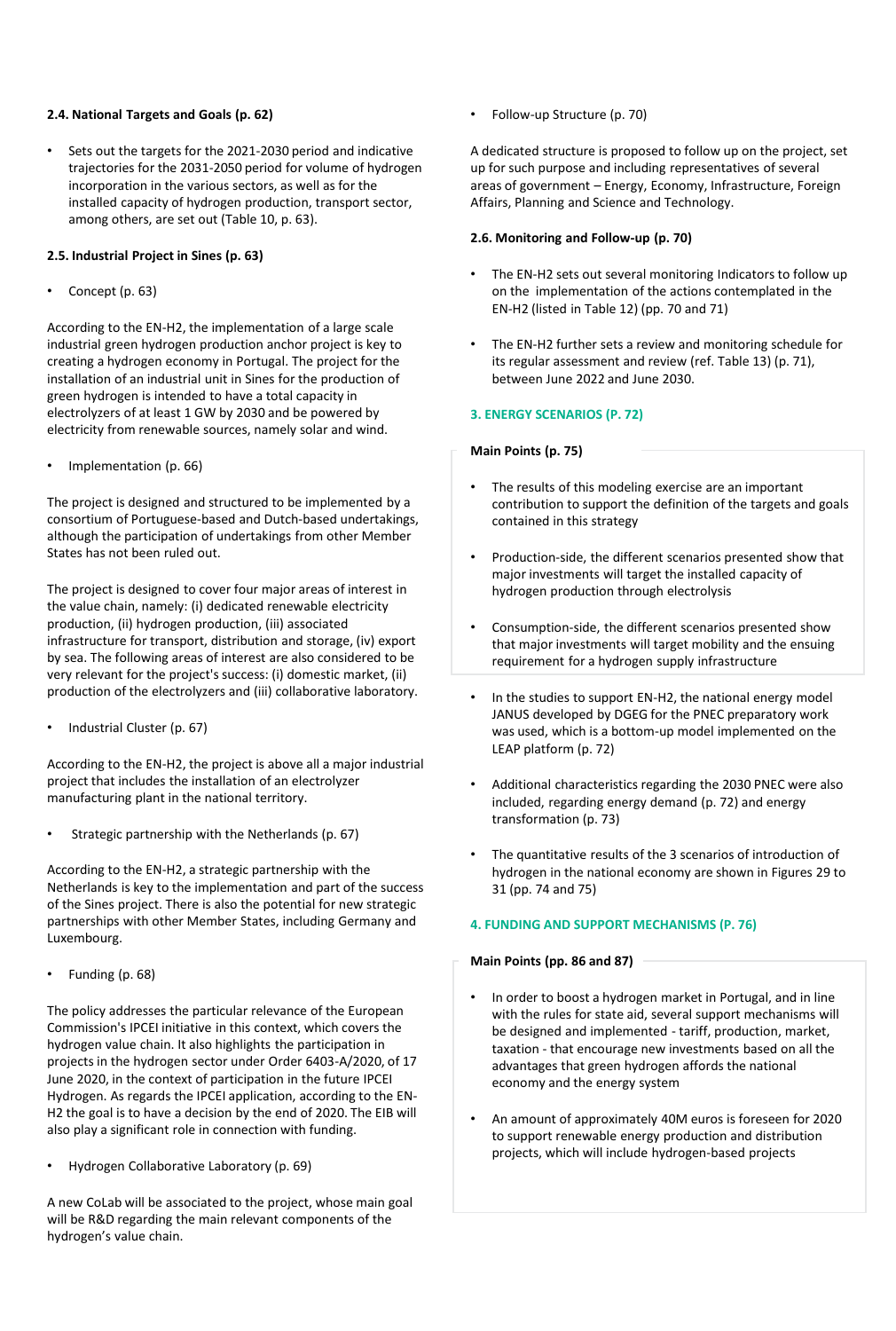#### 2.4. National Targets and Goals (p. 62)

- Sets out the targets for the 2021-2030 period and indicative trajectories for the 2031-2050 period for volume of hydrogen incorporation in the various sectors, as well as for the installed capacity of hydrogen production, transport sector, among others, are set out (Table 10, p. 63).

#### 2.5. Industrial Project in Sines (p. 63)

- Concept (p. 63)

According to the EN-H2, the implementation of a large scale industrial green hydrogen production anchor project is key to creating a hydrogen economy in Portugal. The project for the installation of an industrial unit in Sines for the production of green hydrogen is intended to have a total capacity in electrolyzers of at least 1 GW by 2030 and be powered by electricity from renewable sources, namely solar and wind.

- Implementation (p. 66)

The project is designed and structured to be implemented by a consortium of Portuguese-based and Dutch-based undertakings, although the participation of undertakings from other Member States has not been ruled out.

The project is designed to cover four major areas of interest in the value chain, namely: (i) dedicated renewable electricity production, (ii) hydrogen production, (iii) associated infrastructure for transport, distribution and storage, (iv) export by sea. The following areas of interest are also considered to be very relevant for the project's success: (i) domestic market, (ii) production of the electrolyzers and (iii) collaborative laboratory.

- Industrial Cluster (p. 67)

According to the EN-H2, the project is above all a major industrial project that includes the installation of an electrolyzer manufacturing plant in the national territory.

- Strategic partnership with the Netherlands (p. 67)

According to the EN-H2, a strategic partnership with the Netherlands is key to the implementation and part of the success of the Sines project. There is also the potential for new strategic partnerships with other Member States, including Germany and Luxembourg.

- Funding (p. 68)

The policy addresses the particular relevance of the European Commission's IPCEI initiative in this context, which covers the hydrogen value chain. It also highlights the participation in projects in the hydrogen sector under Order 6403-A/2020, of 17 June 2020, in the context of participation in the future IPCEI Hydrogen. As regards the IPCEI application, according to the EN-H2 the goal is to have a decision by the end of 2020. The EIB will also play a significant role in connection with funding.

- Hydrogen Collaborative Laboratory (p. 69)

A new CoLab will be associated to the project, whose main goal will be R&D regarding the main relevant components of the hydrogen's value chain.

- Follow-up Structure (p. 70)

A dedicated structure is proposed to follow up on the project, set up for such purpose and including representatives of several areas of government – Energy, Economy, Infrastructure, Foreign Affairs, Planning and Science and Technology.

#### 2.6. Monitoring and Follow-up (p. 70)

- The EN-H2 sets out several monitoring Indicators to follow up on the implementation of the actions contemplated in the EN-H2 (listed in Table 12) (pp. 70 and 71)
- The EN-H2 further sets a review and monitoring schedule for its regular assessment and review (ref. Table 13) (p. 71), between June 2022 and June 2030.

### 3. ENERGY SCENARIOS (P. 72)

**Main Points (p. 75)**

- The results of this modeling exercise are an important contribution to support the definition of the targets and goals contained in this strategy
- Production-side, the different scenarios presented show that major investments will target the installed capacity of hydrogen production through electrolysis
- Consumption-side, the different scenarios presented show that major investments will target mobility and the ensuing requirement for a hydrogen supply infrastructure

- In the studies to support EN-H2, the national energy model JANUS developed by DGEG for the PNEC preparatory work was used, which is a bottom-up model implemented on the LEAP platform (p. 72)
- Additional characteristics regarding the 2030 PNEC were also included, regarding energy demand (p. 72) and energy transformation (p. 73)
- The quantitative results of the 3 scenarios of introduction of hydrogen in the national economy are shown in Figures 29 to 31 (pp. 74 and 75)

### 4. FUNDING AND SUPPORT MECHANISMS (P. 76)

**Main Points (pp. 86 and 87)**

- In order to boost a hydrogen market in Portugal, and in line with the rules for state aid, several support mechanisms will be designed and implemented - tariff, production, market, taxation - that encourage new investments based on all the advantages that green hydrogen affords the national economy and the energy system
- An amount of approximately 40M euros is foreseen for 2020 to support renewable energy production and distribution projects, which will include hydrogen-based projects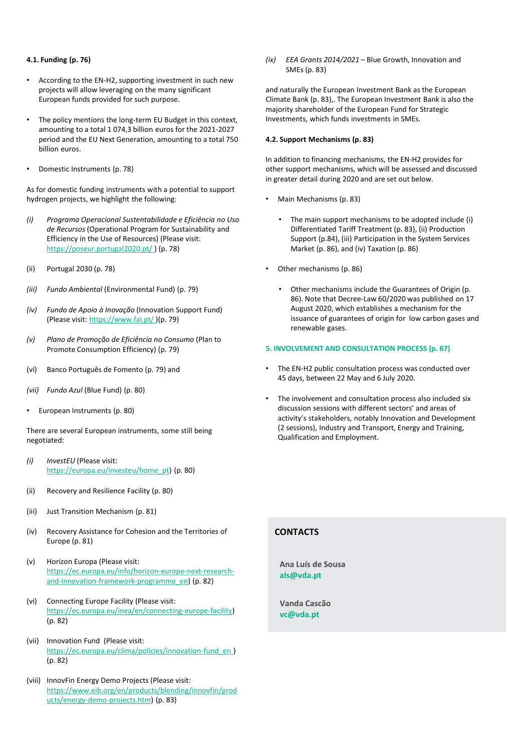**4.1. Funding (p. 76)**

- According to the EN-H2, supporting investment in such new projects will allow leveraging on the many significant European funds provided for such purpose.

- The policy mentions the long-term EU Budget in this context, amounting to a total 1 074,3 billion euros for the 2021-2027 period and the EU Next Generation, amounting to a total 750 billion euros.

- Domestic Instruments (p. 78)

As for domestic funding instruments with a potential to support hydrogen projects, we highlight the following:

*(i)* *Programa Operacional Sustentabilidade e Eficiência no Uso de Recursos* (Operational Program for Sustainability and Efficiency in the Use of Resources) (Please visit: https://poseur.portugal2020.pt/ ) (p. 78)

(ii) Portugal 2030 (p. 78)

*(iii)* *Fundo Ambiental* (Environmental Fund) (p. 79)

*(iv)* *Fundo de Apoio à Inovação* (Innovation Support Fund) (Please visit: https://www.fai.pt/ )(p. 79)

*(v)* *Plano de Promoção de Eficiência no Consumo* (Plan to Promote Consumption Efficiency) (p. 79)

(vi) Banco Português de Fomento (p. 79) and

*(vii)* *Fundo Azul* (Blue Fund) (p. 80)

- European Instruments (p. 80)

There are several European instruments, some still being negotiated:

*(i)* *InvestEU* (Please visit: https://europa.eu/investeu/home_pt) (p. 80)

(ii) Recovery and Resilience Facility (p. 80)

(iii) Just Transition Mechanism (p. 81)

(iv) Recovery Assistance for Cohesion and the Territories of Europe (p. 81)

(v) Horizon Europa (Please visit: https://ec.europa.eu/info/horizon-europe-next-research-and-innovation-framework-programme_en) (p. 82)

(vi) Connecting Europe Facility (Please visit: https://ec.europa.eu/inea/en/connecting-europe-facility) (p. 82)

(vii) Innovation Fund (Please visit: https://ec.europa.eu/clima/policies/innovation-fund_en ) (p. 82)

(viii) InnovFin Energy Demo Projects (Please visit: https://www.eib.org/en/products/blending/innovfin/products/energy-demo-projects.htm) (p. 83)

*(ix)* *EEA Grants 2014/2021* – Blue Growth, Innovation and SMEs (p. 83)

and naturally the European Investment Bank as the European Climate Bank (p. 83),. The European Investment Bank is also the majority shareholder of the European Fund for Strategic Investments, which funds investments in SMEs.

**4.2. Support Mechanisms (p. 83)**

In addition to financing mechanisms, the EN-H2 provides for other support mechanisms, which will be assessed and discussed in greater detail during 2020 and are set out below.

- Main Mechanisms (p. 83)

  - The main support mechanisms to be adopted include (i) Differentiated Tariff Treatment (p. 83), (ii) Production Support (p.84), (iii) Participation in the System Services Market (p. 86), and (iv) Taxation (p. 86)

- Other mechanisms (p. 86)

  - Other mechanisms include the Guarantees of Origin (p. 86). Note that Decree-Law 60/2020 was published on 17 August 2020, which establishes a mechanism for the issuance of guarantees of origin for low carbon gases and renewable gases.

## 5. INVOLVEMENT AND CONSULTATION PROCESS (p. 87)

- The EN-H2 public consultation process was conducted over 45 days, between 22 May and 6 July 2020.

- The involvement and consultation process also included six discussion sessions with different sectors' and areas of activity's stakeholders, notably Innovation and Development (2 sessions), Industry and Transport, Energy and Training, Qualification and Employment.

## CONTACTS

**Ana Luís de Sousa**
**als@vda.pt**

**Vanda Cascão**
**vc@vda.pt**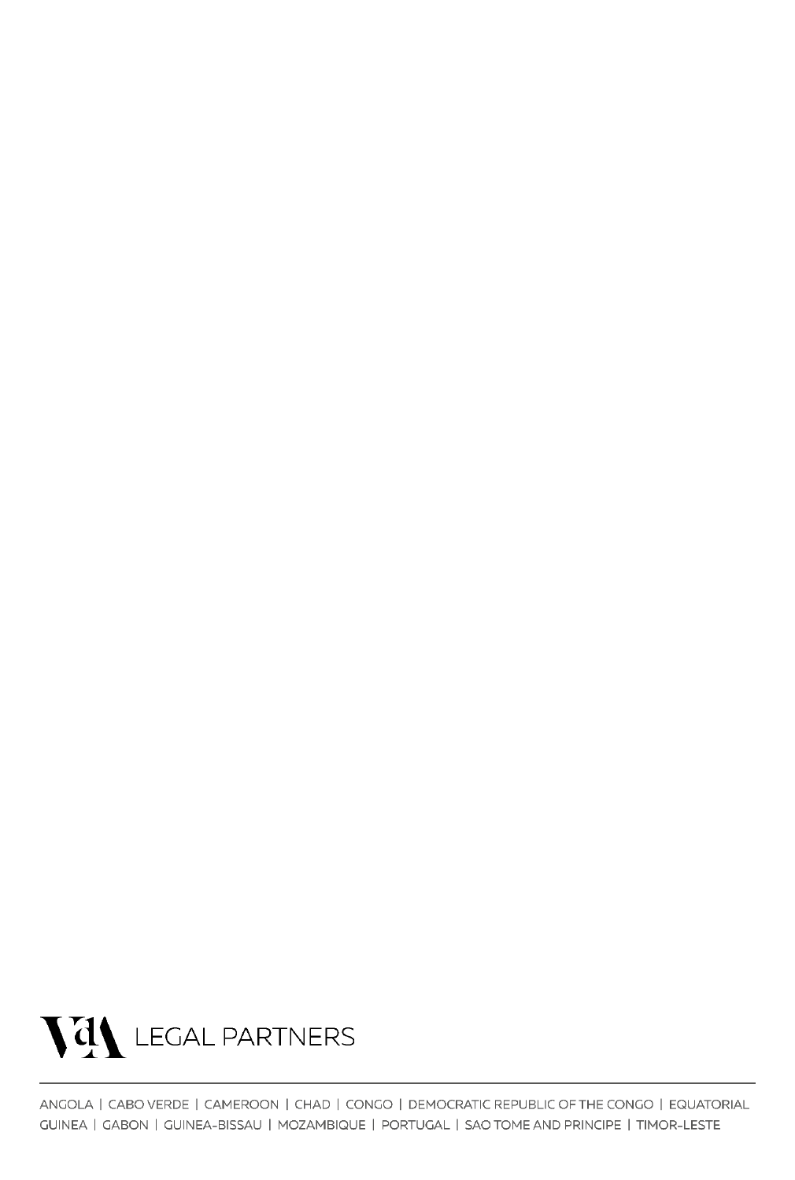VdA LEGAL PARTNERS

ANGOLA | CABO VERDE | CAMEROON | CHAD | CONGO | DEMOCRATIC REPUBLIC OF THE CONGO | EQUATORIAL GUINEA | GABON | GUINEA-BISSAU | MOZAMBIQUE | PORTUGAL | SAO TOME AND PRINCIPE | TIMOR-LESTE